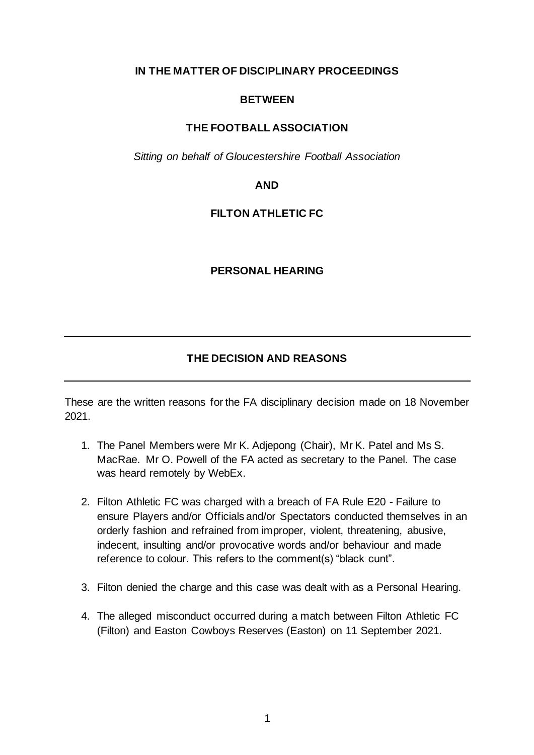**IN THE MATTER OF DISCIPLINARY PROCEEDINGS**

**BETWEEN**

**THE FOOTBALL ASSOCIATION**

*Sitting on behalf of Gloucestershire Football Association*

**AND**

**FILTON ATHLETIC FC**

**PERSONAL HEARING**

---

## THE DECISION AND REASONS

---

These are the written reasons for the FA disciplinary decision made on 18 November 2021.

1. The Panel Members were Mr K. Adjepong (Chair), Mr K. Patel and Ms S. MacRae. Mr O. Powell of the FA acted as secretary to the Panel. The case was heard remotely by WebEx.

2. Filton Athletic FC was charged with a breach of FA Rule E20 - Failure to ensure Players and/or Officials and/or Spectators conducted themselves in an orderly fashion and refrained from improper, violent, threatening, abusive, indecent, insulting and/or provocative words and/or behaviour and made reference to colour. This refers to the comment(s) "black cunt".

3. Filton denied the charge and this case was dealt with as a Personal Hearing.

4. The alleged misconduct occurred during a match between Filton Athletic FC (Filton) and Easton Cowboys Reserves (Easton) on 11 September 2021.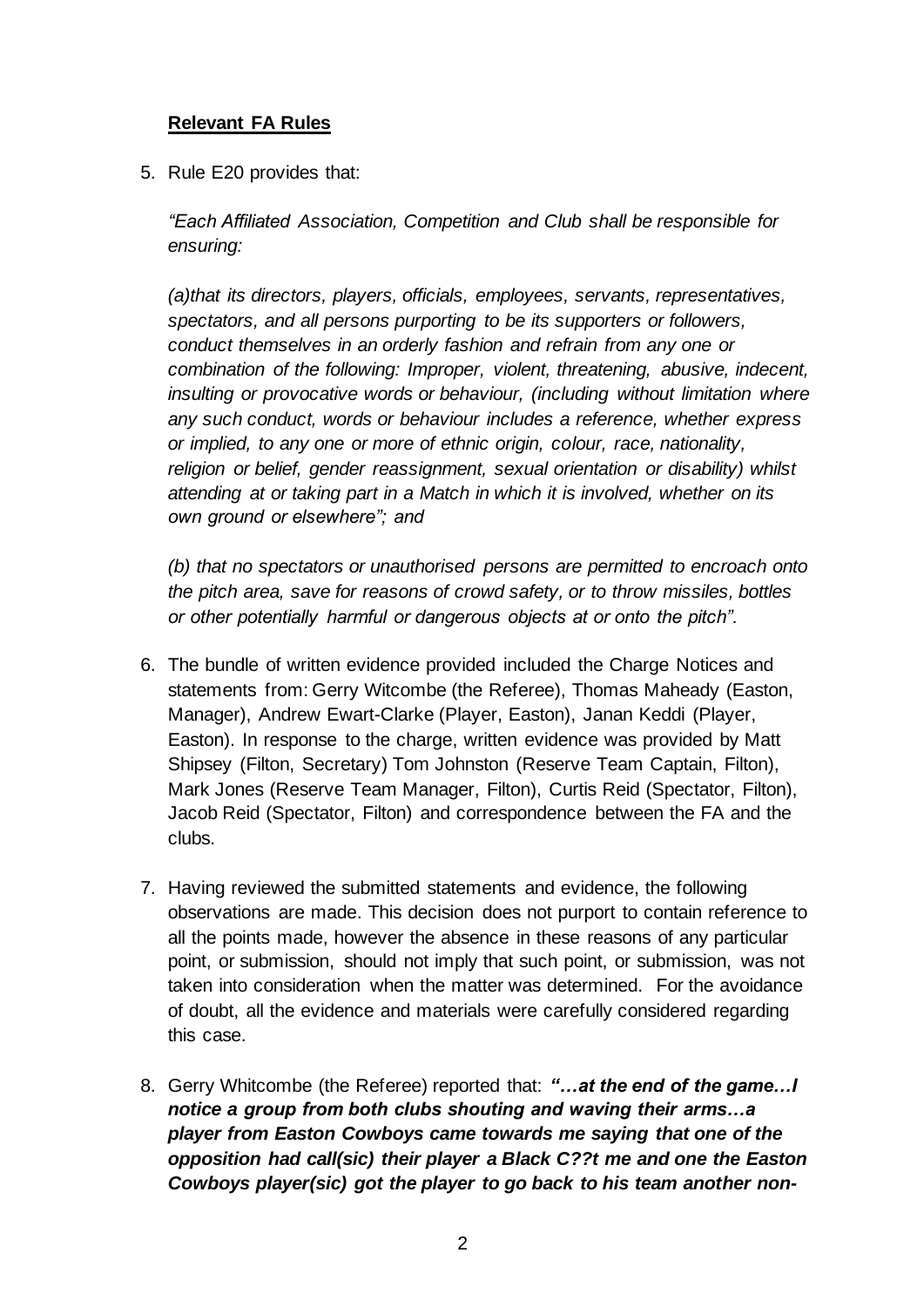## **Relevant FA Rules**

5. Rule E20 provides that:

   *"Each Affiliated Association, Competition and Club shall be responsible for ensuring:*

   *(a)that its directors, players, officials, employees, servants, representatives, spectators, and all persons purporting to be its supporters or followers, conduct themselves in an orderly fashion and refrain from any one or combination of the following: Improper, violent, threatening, abusive, indecent, insulting or provocative words or behaviour, (including without limitation where any such conduct, words or behaviour includes a reference, whether express or implied, to any one or more of ethnic origin, colour, race, nationality, religion or belief, gender reassignment, sexual orientation or disability) whilst attending at or taking part in a Match in which it is involved, whether on its own ground or elsewhere"; and*

   *(b) that no spectators or unauthorised persons are permitted to encroach onto the pitch area, save for reasons of crowd safety, or to throw missiles, bottles or other potentially harmful or dangerous objects at or onto the pitch".*

6. The bundle of written evidence provided included the Charge Notices and statements from: Gerry Witcombe (the Referee), Thomas Maheady (Easton, Manager), Andrew Ewart-Clarke (Player, Easton), Janan Keddi (Player, Easton). In response to the charge, written evidence was provided by Matt Shipsey (Filton, Secretary) Tom Johnston (Reserve Team Captain, Filton), Mark Jones (Reserve Team Manager, Filton), Curtis Reid (Spectator, Filton), Jacob Reid (Spectator, Filton) and correspondence between the FA and the clubs.

7. Having reviewed the submitted statements and evidence, the following observations are made. This decision does not purport to contain reference to all the points made, however the absence in these reasons of any particular point, or submission, should not imply that such point, or submission, was not taken into consideration when the matter was determined. For the avoidance of doubt, all the evidence and materials were carefully considered regarding this case.

8. Gerry Whitcombe (the Referee) reported that: ***"…at the end of the game…I notice a group from both clubs shouting and waving their arms…a player from Easton Cowboys came towards me saying that one of the opposition had call(sic) their player a Black C??t me and one the Easton Cowboys player(sic) got the player to go back to his team another non-***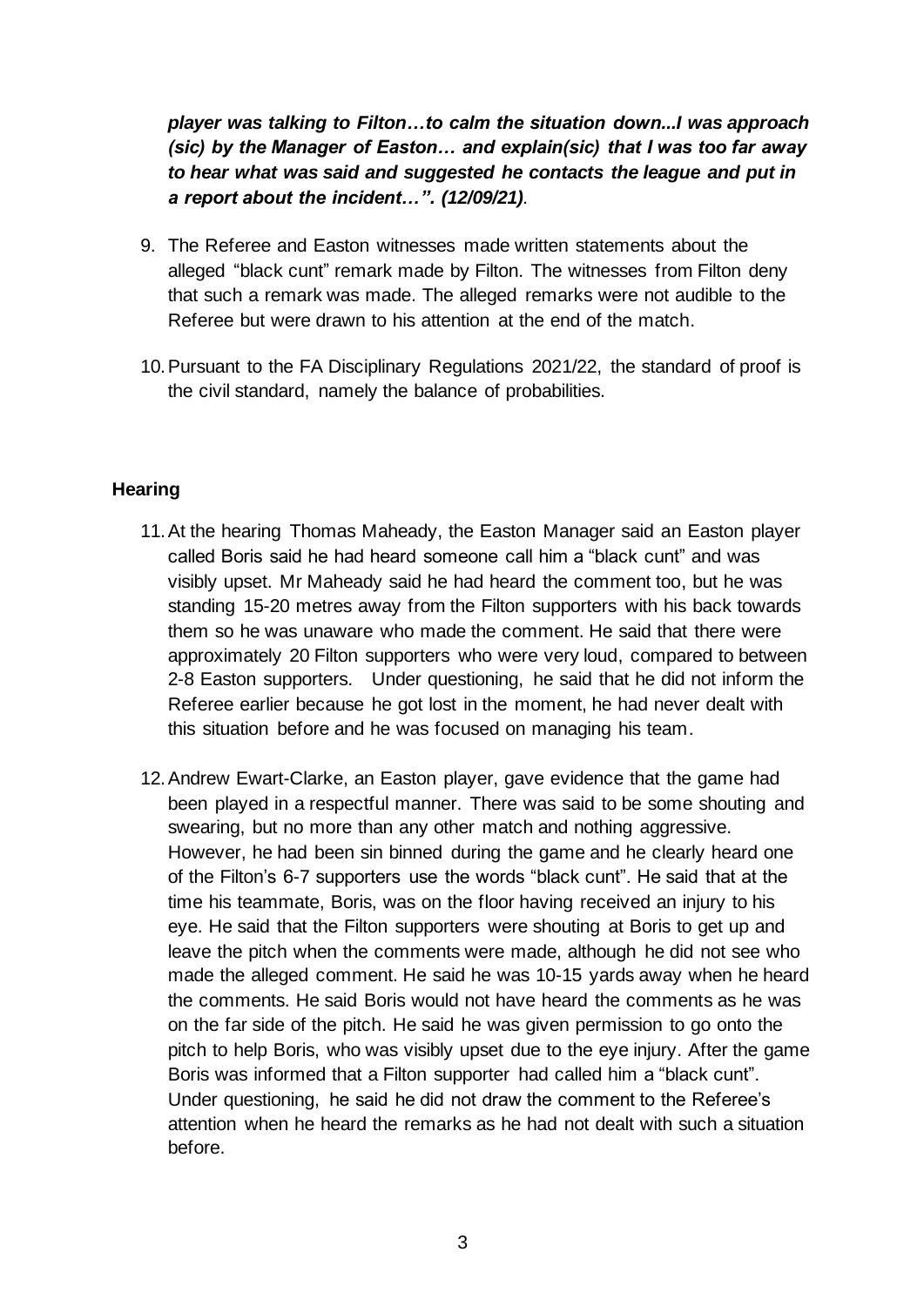***player was talking to Filton…to calm the situation down...I was approach (sic) by the Manager of Easton… and explain(sic) that I was too far away to hear what was said and suggested he contacts the league and put in a report about the incident…". (12/09/21)***.

9. The Referee and Easton witnesses made written statements about the alleged "black cunt" remark made by Filton. The witnesses from Filton deny that such a remark was made. The alleged remarks were not audible to the Referee but were drawn to his attention at the end of the match.

10. Pursuant to the FA Disciplinary Regulations 2021/22, the standard of proof is the civil standard, namely the balance of probabilities.

**Hearing**

11. At the hearing Thomas Maheady, the Easton Manager said an Easton player called Boris said he had heard someone call him a "black cunt" and was visibly upset. Mr Maheady said he had heard the comment too, but he was standing 15-20 metres away from the Filton supporters with his back towards them so he was unaware who made the comment. He said that there were approximately 20 Filton supporters who were very loud, compared to between 2-8 Easton supporters. Under questioning, he said that he did not inform the Referee earlier because he got lost in the moment, he had never dealt with this situation before and he was focused on managing his team.

12. Andrew Ewart-Clarke, an Easton player, gave evidence that the game had been played in a respectful manner. There was said to be some shouting and swearing, but no more than any other match and nothing aggressive. However, he had been sin binned during the game and he clearly heard one of the Filton's 6-7 supporters use the words "black cunt". He said that at the time his teammate, Boris, was on the floor having received an injury to his eye. He said that the Filton supporters were shouting at Boris to get up and leave the pitch when the comments were made, although he did not see who made the alleged comment. He said he was 10-15 yards away when he heard the comments. He said Boris would not have heard the comments as he was on the far side of the pitch. He said he was given permission to go onto the pitch to help Boris, who was visibly upset due to the eye injury. After the game Boris was informed that a Filton supporter had called him a "black cunt". Under questioning, he said he did not draw the comment to the Referee's attention when he heard the remarks as he had not dealt with such a situation before.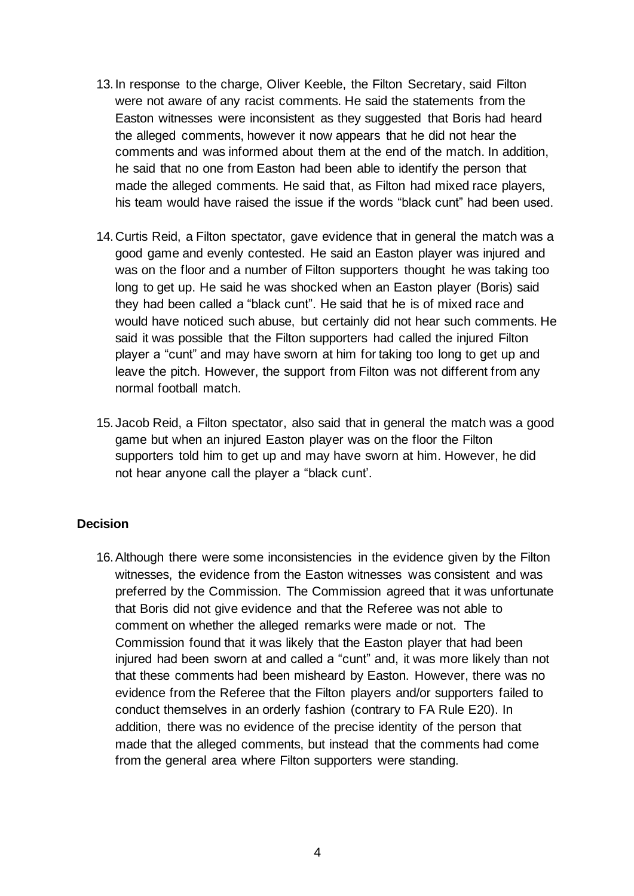13. In response to the charge, Oliver Keeble, the Filton Secretary, said Filton were not aware of any racist comments. He said the statements from the Easton witnesses were inconsistent as they suggested that Boris had heard the alleged comments, however it now appears that he did not hear the comments and was informed about them at the end of the match. In addition, he said that no one from Easton had been able to identify the person that made the alleged comments. He said that, as Filton had mixed race players, his team would have raised the issue if the words "black cunt" had been used.

14. Curtis Reid, a Filton spectator, gave evidence that in general the match was a good game and evenly contested. He said an Easton player was injured and was on the floor and a number of Filton supporters thought he was taking too long to get up. He said he was shocked when an Easton player (Boris) said they had been called a "black cunt". He said that he is of mixed race and would have noticed such abuse, but certainly did not hear such comments. He said it was possible that the Filton supporters had called the injured Filton player a "cunt" and may have sworn at him for taking too long to get up and leave the pitch. However, the support from Filton was not different from any normal football match.

15. Jacob Reid, a Filton spectator, also said that in general the match was a good game but when an injured Easton player was on the floor the Filton supporters told him to get up and may have sworn at him. However, he did not hear anyone call the player a "black cunt'.

## Decision

16. Although there were some inconsistencies in the evidence given by the Filton witnesses, the evidence from the Easton witnesses was consistent and was preferred by the Commission. The Commission agreed that it was unfortunate that Boris did not give evidence and that the Referee was not able to comment on whether the alleged remarks were made or not. The Commission found that it was likely that the Easton player that had been injured had been sworn at and called a "cunt" and, it was more likely than not that these comments had been misheard by Easton. However, there was no evidence from the Referee that the Filton players and/or supporters failed to conduct themselves in an orderly fashion (contrary to FA Rule E20). In addition, there was no evidence of the precise identity of the person that made that the alleged comments, but instead that the comments had come from the general area where Filton supporters were standing.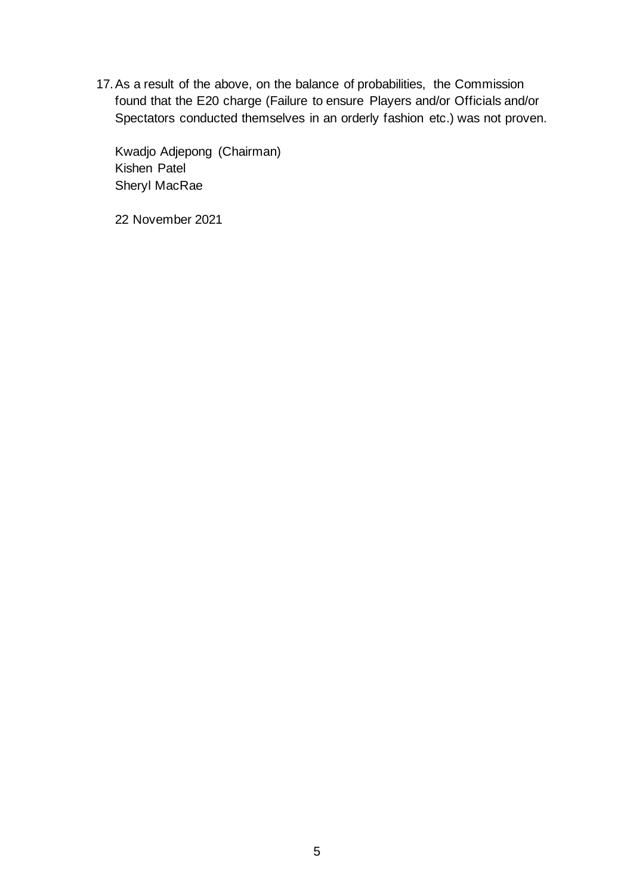17. As a result of the above, on the balance of probabilities, the Commission found that the E20 charge (Failure to ensure Players and/or Officials and/or Spectators conducted themselves in an orderly fashion etc.) was not proven.

Kwadjo Adjepong (Chairman)
Kishen Patel
Sheryl MacRae

22 November 2021